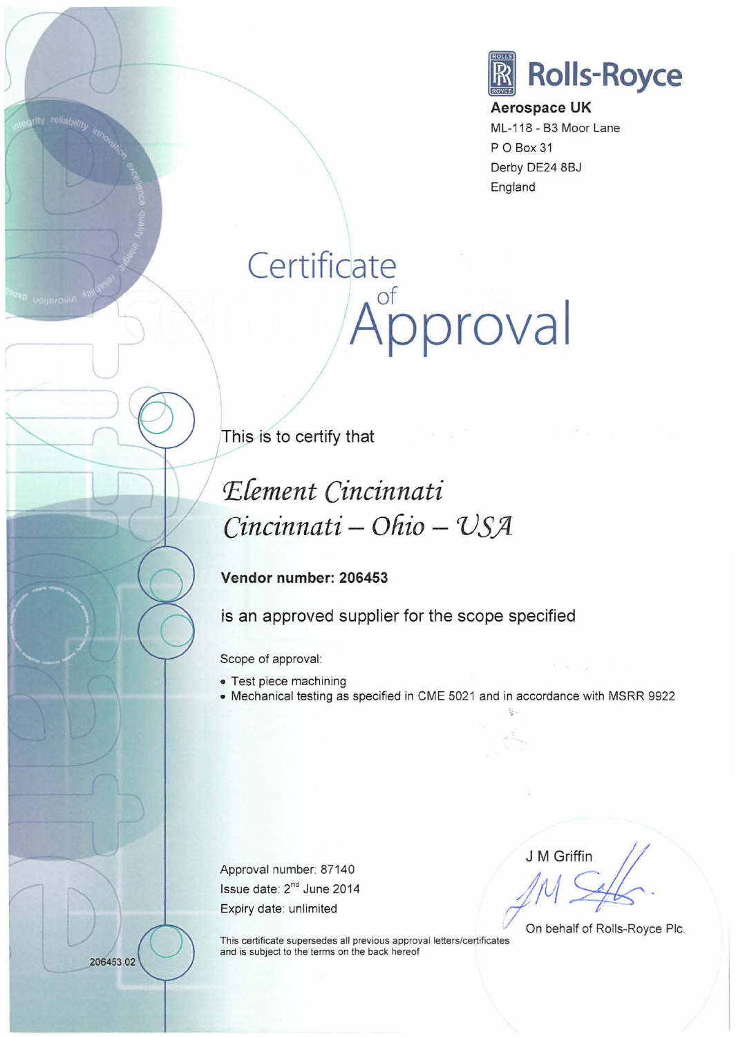**Rolls-Royce**

**Aerospace UK**
ML-118 - B3 Moor Lane
P O Box 31
Derby DE24 8BJ
England

# Certificate of Approval

This is to certify that

*Element Cincinnati*
*Cincinnati – Ohio – USA*

**Vendor number: 206453**

is an approved supplier for the scope specified

Scope of approval:

- Test piece machining
- Mechanical testing as specified in CME 5021 and in accordance with MSRR 9922

Approval number: 87140
Issue date: 2nd June 2014
Expiry date: unlimited

J M Griffin

On behalf of Rolls-Royce Plc.

This certificate supersedes all previous approval letters/certificates and is subject to the terms on the back hereof

206453.02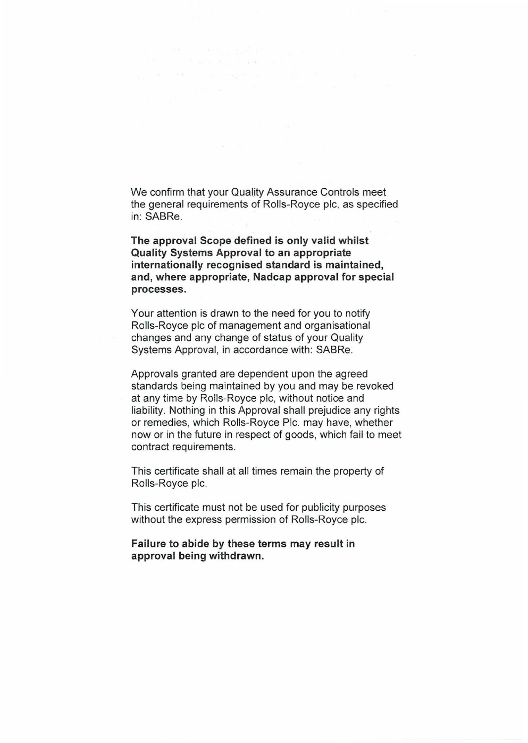We confirm that your Quality Assurance Controls meet the general requirements of Rolls-Royce plc, as specified in: SABRe.

**The approval Scope defined is only valid whilst Quality Systems Approval to an appropriate internationally recognised standard is maintained, and, where appropriate, Nadcap approval for special processes.**

Your attention is drawn to the need for you to notify Rolls-Royce plc of management and organisational changes and any change of status of your Quality Systems Approval, in accordance with: SABRe.

Approvals granted are dependent upon the agreed standards being maintained by you and may be revoked at any time by Rolls-Royce plc, without notice and liability. Nothing in this Approval shall prejudice any rights or remedies, which Rolls-Royce Plc. may have, whether now or in the future in respect of goods, which fail to meet contract requirements.

This certificate shall at all times remain the property of Rolls-Royce plc.

This certificate must not be used for publicity purposes without the express permission of Rolls-Royce plc.

**Failure to abide by these terms may result in approval being withdrawn.**